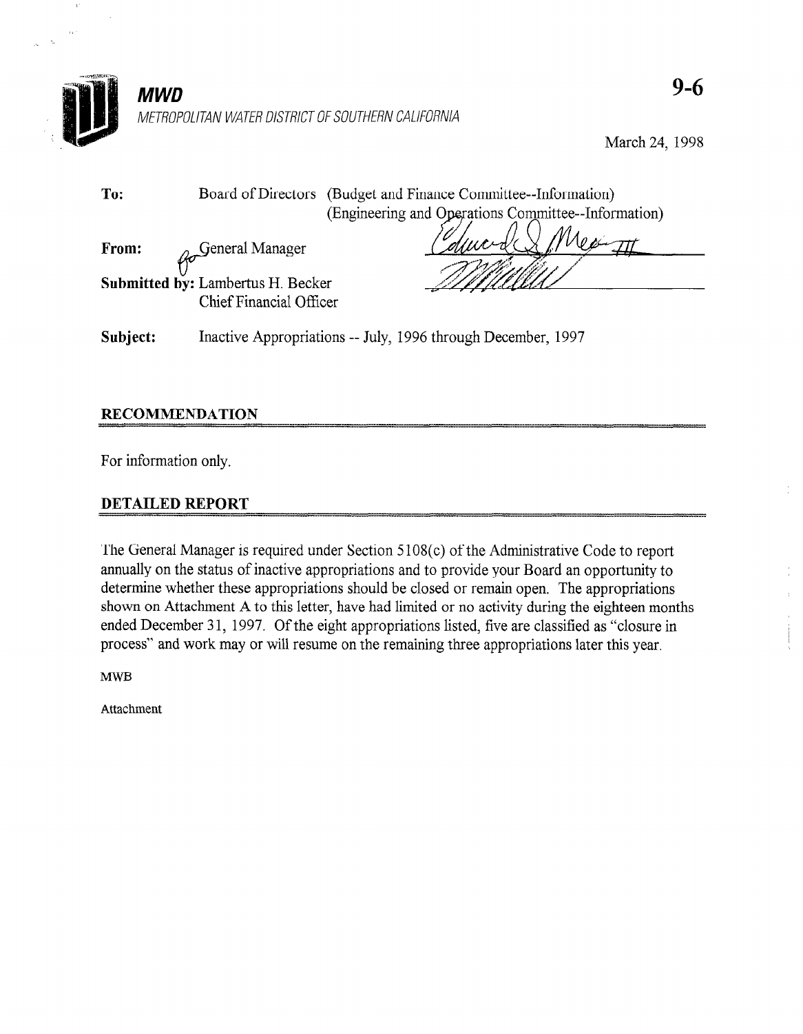**MWD**

METROPOLITAN WATER DISTRICT OF SOUTHERN CALIFORNIA

9-6

March 24, 1998

**To:** Board of Directors (Budget and Finance Committee--Information)
(Engineering and Operations Committee--Information)

**From:** General Manager

**Submitted by:** Lambertus H. Becker
Chief Financial Officer

**Subject:** Inactive Appropriations -- July, 1996 through December, 1997

## RECOMMENDATION

For information only.

## DETAILED REPORT

The General Manager is required under Section 5108(c) of the Administrative Code to report annually on the status of inactive appropriations and to provide your Board an opportunity to determine whether these appropriations should be closed or remain open. The appropriations shown on Attachment A to this letter, have had limited or no activity during the eighteen months ended December 31, 1997. Of the eight appropriations listed, five are classified as "closure in process" and work may or will resume on the remaining three appropriations later this year.

MWB

Attachment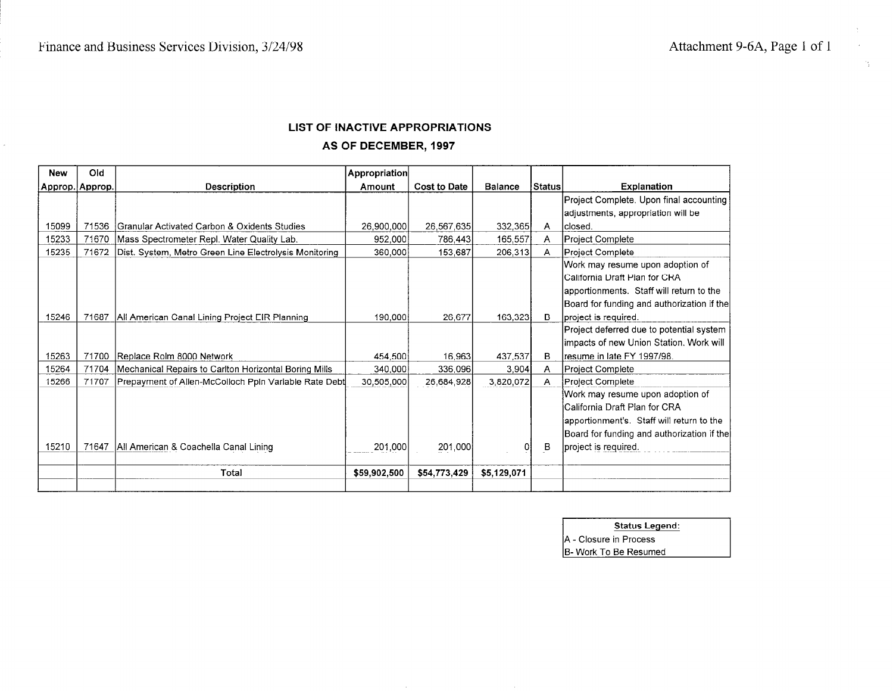## LIST OF INACTIVE APPROPRIATIONS

## AS OF DECEMBER, 1997

| New Approp. | Old Approp. | Description | Appropriation Amount | Cost to Date | Balance | Status | Explanation |
|---|---|---|---|---|---|---|---|
| 15099 | 71536 | Granular Activated Carbon & Oxidents Studies | 26,900,000 | 26,567,635 | 332,365 | A | Project Complete. Upon final accounting adjustments, appropriation will be closed. |
| 15233 | 71670 | Mass Spectrometer Repl. Water Quality Lab. | 952,000 | 786,443 | 165,557 | A | Project Complete |
| 15235 | 71672 | Dist. System, Metro Green Line Electrolysis Monitoring | 360,000 | 153,687 | 206,313 | A | Project Complete |
| 15246 | 71687 | All American Canal Lining Project EIR Planning | 190,000 | 26,677 | 163,323 | B | Work may resume upon adoption of California Draft Plan for CRA apportionments. Staff will return to the Board for funding and authorization if the project is required. |
| 15263 | 71700 | Replace Rolm 8000 Network | 454,500 | 16,963 | 437,537 | B | Project deferred due to potential system impacts of new Union Station. Work will resume in late FY 1997/98. |
| 15264 | 71704 | Mechanical Repairs to Carlton Horizontal Boring Mills | 340,000 | 336,096 | 3,904 | A | Project Complete |
| 15266 | 71707 | Prepayment of Allen-McColloch Ppln Variable Rate Debt | 30,505,000 | 26,684,928 | 3,820,072 | A | Project Complete |
| 15210 | 71647 | All American & Coachella Canal Lining | 201,000 | 201,000 | 0 | B | Work may resume upon adoption of California Draft Plan for CRA apportionment's. Staff will return to the Board for funding and authorization if the project is required. |
| | | **Total** | **$59,902,500** | **$54,773,429** | **$5,129,071** | | |

**Status Legend:**
A - Closure in Process
B- Work To Be Resumed